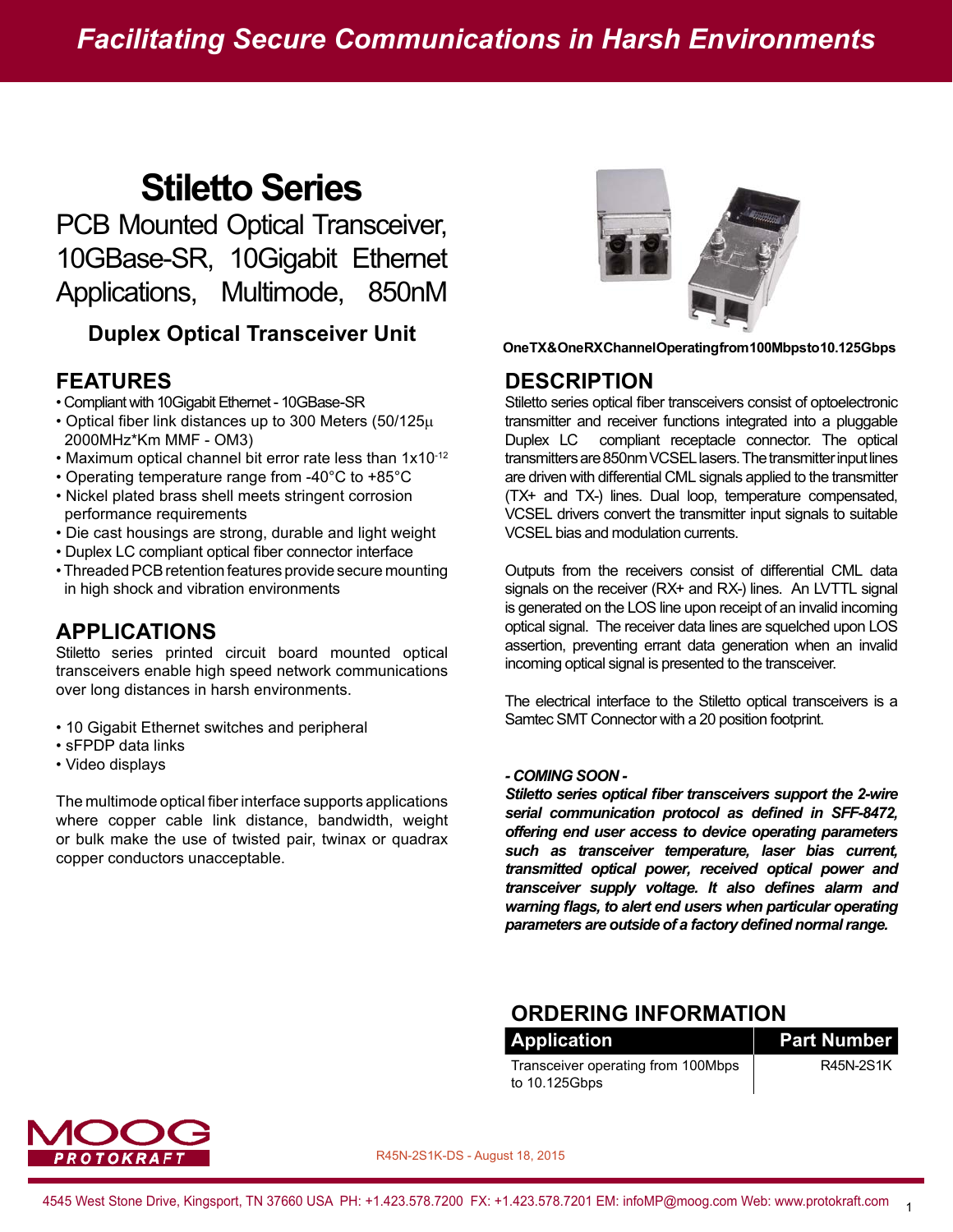# Facilitating Secure Communications in Harsh Environments

# Stiletto Series

## PCB Mounted Optical Transceiver, 10GBase-SR, 10Gigabit Ethernet Applications, Multimode, 850nM

### Duplex Optical Transceiver Unit

**OneTX&OneRXChannelOperatingfrom100Mbpsto10.125Gbps**

## FEATURES

- Compliant with 10Gigabit Ethernet - 10GBase-SR
- Optical fiber link distances up to 300 Meters (50/125µ 2000MHz*Km MMF - OM3)
- Maximum optical channel bit error rate less than $1x10^{-12}$
- Operating temperature range from -40°C to +85°C
- Nickel plated brass shell meets stringent corrosion performance requirements
- Die cast housings are strong, durable and light weight
- Duplex LC compliant optical fiber connector interface
- Threaded PCB retention features provide secure mounting in high shock and vibration environments

## APPLICATIONS

Stiletto series printed circuit board mounted optical transceivers enable high speed network communications over long distances in harsh environments.

- 10 Gigabit Ethernet switches and peripheral
- sFPDP data links
- Video displays

The multimode optical fiber interface supports applications where copper cable link distance, bandwidth, weight or bulk make the use of twisted pair, twinax or quadrax copper conductors unacceptable.

## DESCRIPTION

Stiletto series optical fiber transceivers consist of optoelectronic transmitter and receiver functions integrated into a pluggable Duplex LC compliant receptacle connector. The optical transmitters are 850nm VCSEL lasers. The transmitter input lines are driven with differential CML signals applied to the transmitter (TX+ and TX-) lines. Dual loop, temperature compensated, VCSEL drivers convert the transmitter input signals to suitable VCSEL bias and modulation currents.

Outputs from the receivers consist of differential CML data signals on the receiver (RX+ and RX-) lines. An LVTTL signal is generated on the LOS line upon receipt of an invalid incoming optical signal. The receiver data lines are squelched upon LOS assertion, preventing errant data generation when an invalid incoming optical signal is presented to the transceiver.

The electrical interface to the Stiletto optical transceivers is a Samtec SMT Connector with a 20 position footprint.

***- COMING SOON -***

***Stiletto series optical fiber transceivers support the 2-wire serial communication protocol as defined in SFF-8472, offering end user access to device operating parameters such as transceiver temperature, laser bias current, transmitted optical power, received optical power and transceiver supply voltage. It also defines alarm and warning flags, to alert end users when particular operating parameters are outside of a factory defined normal range.***

## ORDERING INFORMATION

| Application | Part Number |
|---|---|
| Transceiver operating from 100Mbps to 10.125Gbps | R45N-2S1K |

MOOG PROTOKRAFT

R45N-2S1K-DS - August 18, 2015

4545 West Stone Drive, Kingsport, TN 37660 USA PH: +1.423.578.7200 FX: +1.423.578.7201 EM: infoMP@moog.com Web: www.protokraft.com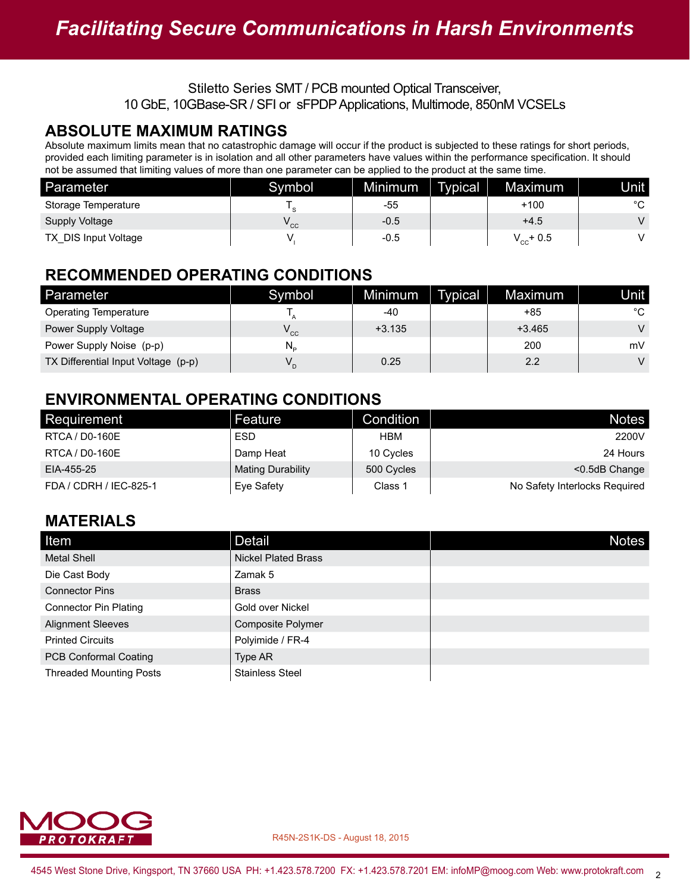Stiletto Series SMT / PCB mounted Optical Transceiver,
10 GbE, 10GBase-SR / SFI or sFPDP Applications, Multimode, 850nM VCSELs

## ABSOLUTE MAXIMUM RATINGS

Absolute maximum limits mean that no catastrophic damage will occur if the product is subjected to these ratings for short periods, provided each limiting parameter is in isolation and all other parameters have values within the performance specification. It should not be assumed that limiting values of more than one parameter can be applied to the product at the same time.

| Parameter | Symbol | Minimum | Typical | Maximum | Unit |
|---|---|---|---|---|---|
| Storage Temperature | $T_S$ | -55 | | +100 | °C |
| Supply Voltage | $V_{CC}$ | -0.5 | | +4.5 | V |
| TX_DIS Input Voltage | $V_I$ | -0.5 | | $V_{CC}$+ 0.5 | V |

## RECOMMENDED OPERATING CONDITIONS

| Parameter | Symbol | Minimum | Typical | Maximum | Unit |
|---|---|---|---|---|---|
| Operating Temperature | $T_A$ | -40 | | +85 | °C |
| Power Supply Voltage | $V_{CC}$ | +3.135 | | +3.465 | V |
| Power Supply Noise (p-p) | $N_P$ | | | 200 | mV |
| TX Differential Input Voltage (p-p) | $V_D$ | 0.25 | | 2.2 | V |

## ENVIRONMENTAL OPERATING CONDITIONS

| Requirement | Feature | Condition | Notes |
|---|---|---|---|
| RTCA / D0-160E | ESD | HBM | 2200V |
| RTCA / D0-160E | Damp Heat | 10 Cycles | 24 Hours |
| EIA-455-25 | Mating Durability | 500 Cycles | <0.5dB Change |
| FDA / CDRH / IEC-825-1 | Eye Safety | Class 1 | No Safety Interlocks Required |

## MATERIALS

| Item | Detail | Notes |
|---|---|---|
| Metal Shell | Nickel Plated Brass | |
| Die Cast Body | Zamak 5 | |
| Connector Pins | Brass | |
| Connector Pin Plating | Gold over Nickel | |
| Alignment Sleeves | Composite Polymer | |
| Printed Circuits | Polyimide / FR-4 | |
| PCB Conformal Coating | Type AR | |
| Threaded Mounting Posts | Stainless Steel | |

R45N-2S1K-DS - August 18, 2015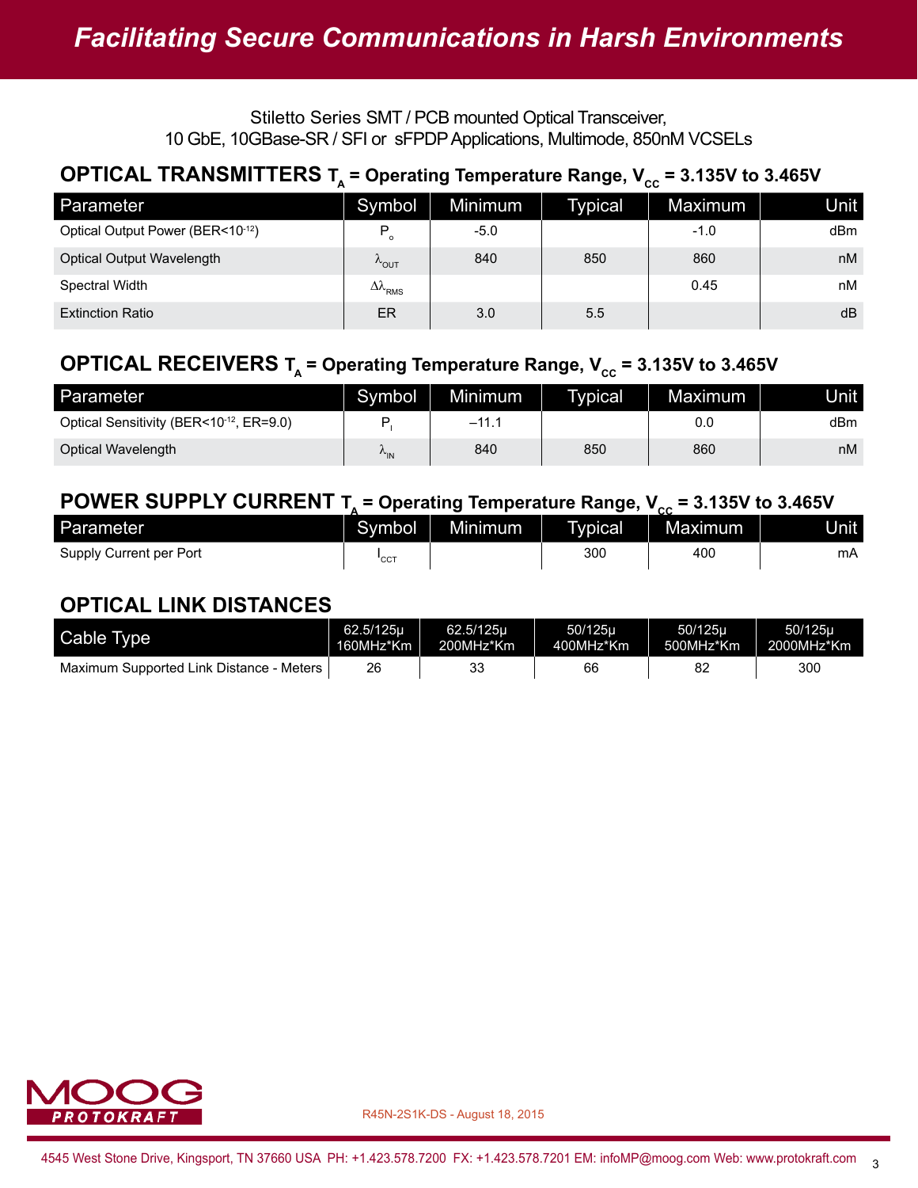Stiletto Series SMT / PCB mounted Optical Transceiver,
10 GbE, 10GBase-SR / SFI or sFPDP Applications, Multimode, 850nM VCSELs

## OPTICAL TRANSMITTERS $T_A$ = Operating Temperature Range, $V_{CC}$ = 3.135V to 3.465V

| Parameter | Symbol | Minimum | Typical | Maximum | Unit |
|---|---|---|---|---|---|
| Optical Output Power (BER<$10^{-12}$) | $P_o$ | -5.0 | | -1.0 | dBm |
| Optical Output Wavelength | $\lambda_{OUT}$ | 840 | 850 | 860 | nM |
| Spectral Width | $\Delta\lambda_{RMS}$ | | | 0.45 | nM |
| Extinction Ratio | ER | 3.0 | 5.5 | | dB |

## OPTICAL RECEIVERS $T_A$ = Operating Temperature Range, $V_{CC}$ = 3.135V to 3.465V

| Parameter | Symbol | Minimum | Typical | Maximum | Unit |
|---|---|---|---|---|---|
| Optical Sensitivity (BER<$10^{-12}$, ER=9.0) | $P_I$ | –11.1 | | 0.0 | dBm |
| Optical Wavelength | $\lambda_{IN}$ | 840 | 850 | 860 | nM |

## POWER SUPPLY CURRENT $T_A$ = Operating Temperature Range, $V_{CC}$ = 3.135V to 3.465V

| Parameter | Symbol | Minimum | Typical | Maximum | Unit |
|---|---|---|---|---|---|
| Supply Current per Port | $I_{CCT}$ | | 300 | 400 | mA |

## OPTICAL LINK DISTANCES

| Cable Type | 62.5/125µ 160MHz*Km | 62.5/125µ 200MHz*Km | 50/125µ 400MHz*Km | 50/125µ 500MHz*Km | 50/125µ 2000MHz*Km |
|---|---|---|---|---|---|
| Maximum Supported Link Distance - Meters | 26 | 33 | 66 | 82 | 300 |

R45N-2S1K-DS - August 18, 2015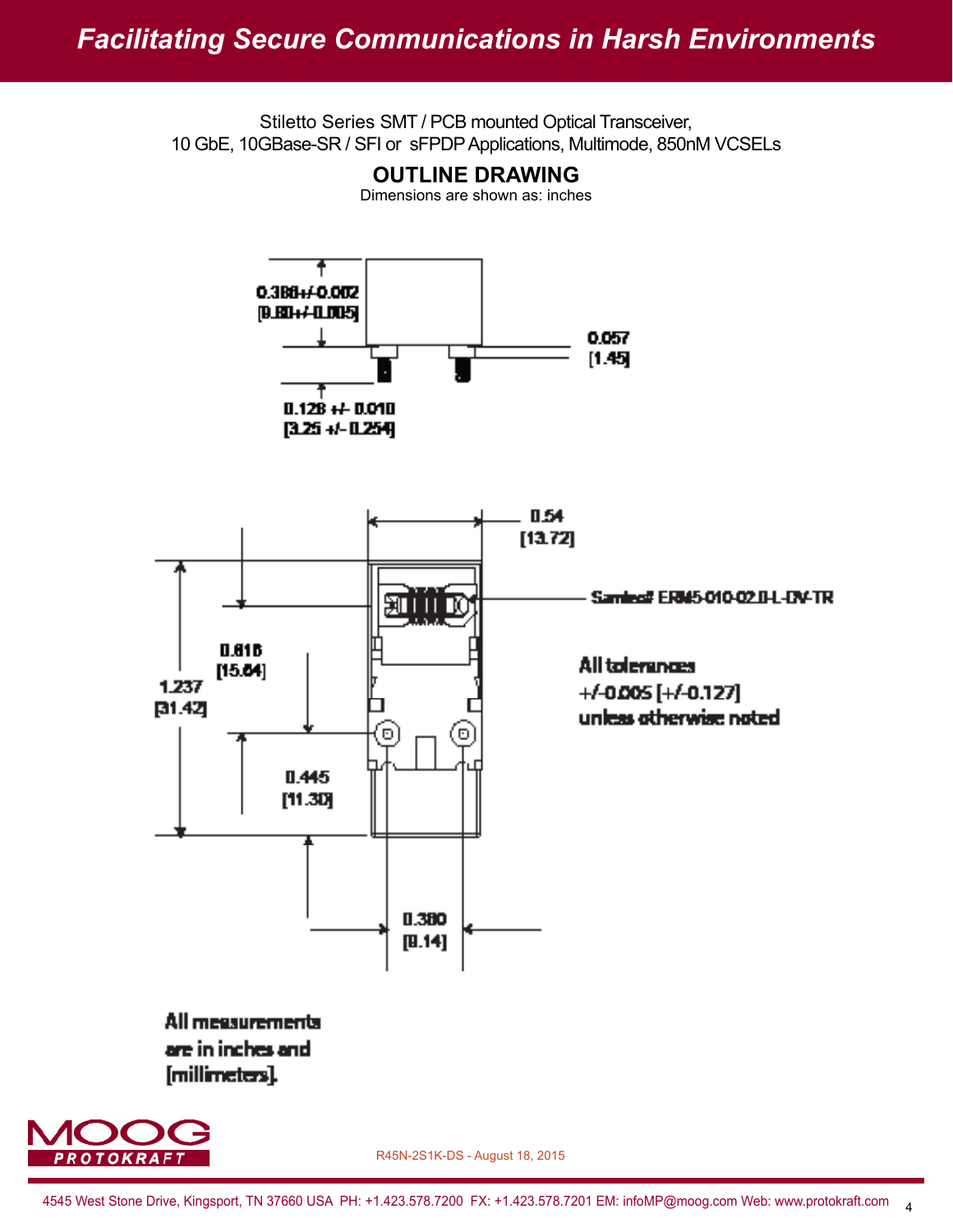Stiletto Series SMT / PCB mounted Optical Transceiver,
10 GbE, 10GBase-SR / SFI or sFPDP Applications, Multimode, 850nM VCSELs

## OUTLINE DRAWING

Dimensions are shown as: inches

0.388+/-0.002
[9.80+/-0.005]

0.057
[1.45]

0.128 +/- 0.010
[3.25 +/- 0.254]

0.54
[13.72]

Samtec# ERM5-010-02.0-L-DV-TR

0.616
[15.64]

1.237
[31.42]

All tolerances
+/-0.005 [+/-0.127]
unless otherwise noted

0.445
[11.30]

0.380
[9.14]

All measurements
are in inches and
[millimeters].

R45N-2S1K-DS - August 18, 2015

4545 West Stone Drive, Kingsport, TN 37660 USA PH: +1.423.578.7200 FX: +1.423.578.7201 EM: infoMP@moog.com Web: www.protokraft.com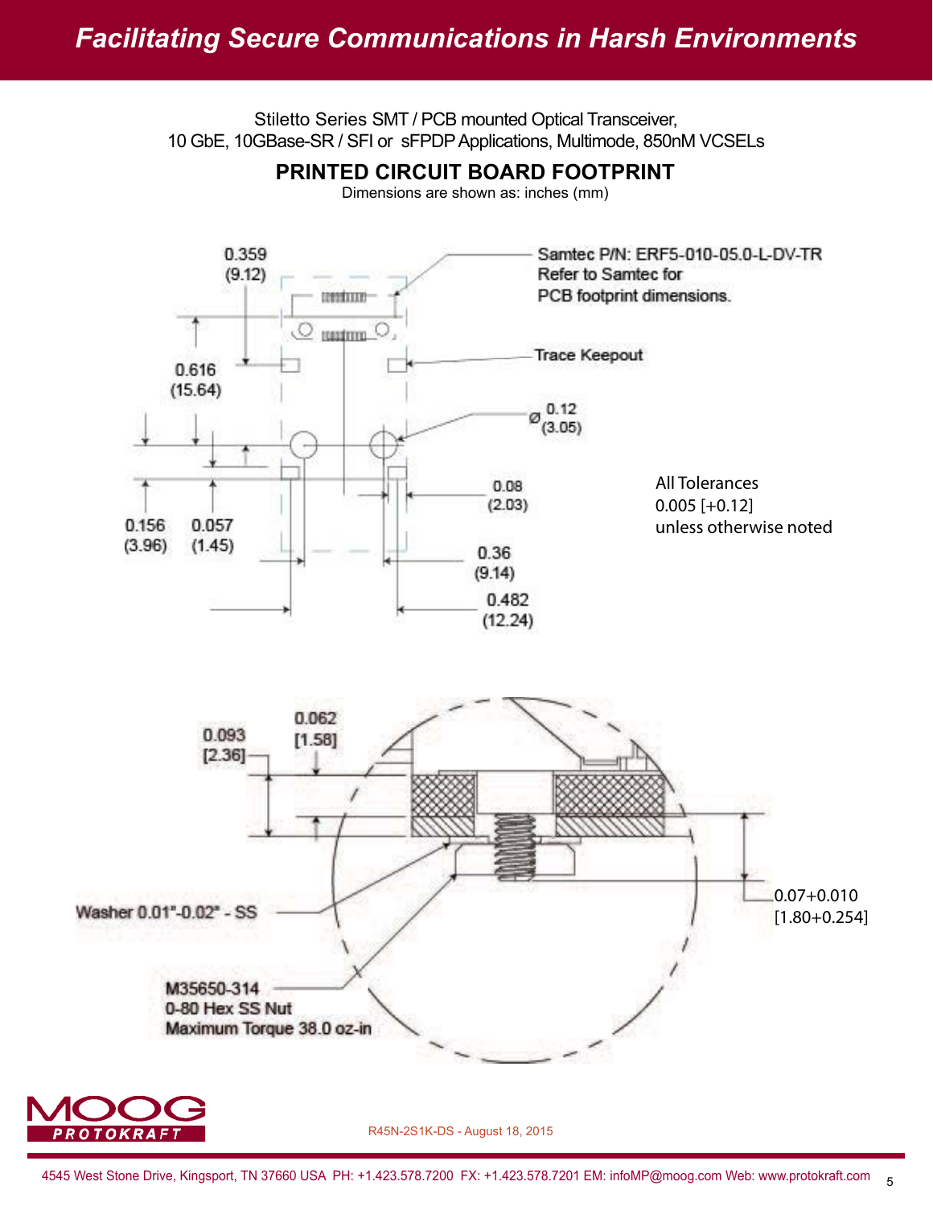Stiletto Series SMT / PCB mounted Optical Transceiver,
10 GbE, 10GBase-SR / SFI or sFPDP Applications, Multimode, 850nM VCSELs

## PRINTED CIRCUIT BOARD FOOTPRINT

Dimensions are shown as: inches (mm)

0.359 (9.12)

Samtec P/N: ERF5-010-05.0-L-DV-TR
Refer to Samtec for
PCB footprint dimensions.

Trace Keepout

0.616 (15.64)

Ø 0.12 (3.05)

0.08 (2.03)

0.156 (3.96)

0.057 (1.45)

0.36 (9.14)

0.482 (12.24)

All Tolerances
0.005 [+0.12]
unless otherwise noted

0.093 [2.36]

0.062 [1.58]

Washer 0.01"-0.02" - SS

0.07+0.010 [1.80+0.254]

M35650-314
0-80 Hex SS Nut
Maximum Torque 38.0 oz-in

R45N-2S1K-DS - August 18, 2015

4545 West Stone Drive, Kingsport, TN 37660 USA PH: +1.423.578.7200 FX: +1.423.578.7201 EM: infoMP@moog.com Web: www.protokraft.com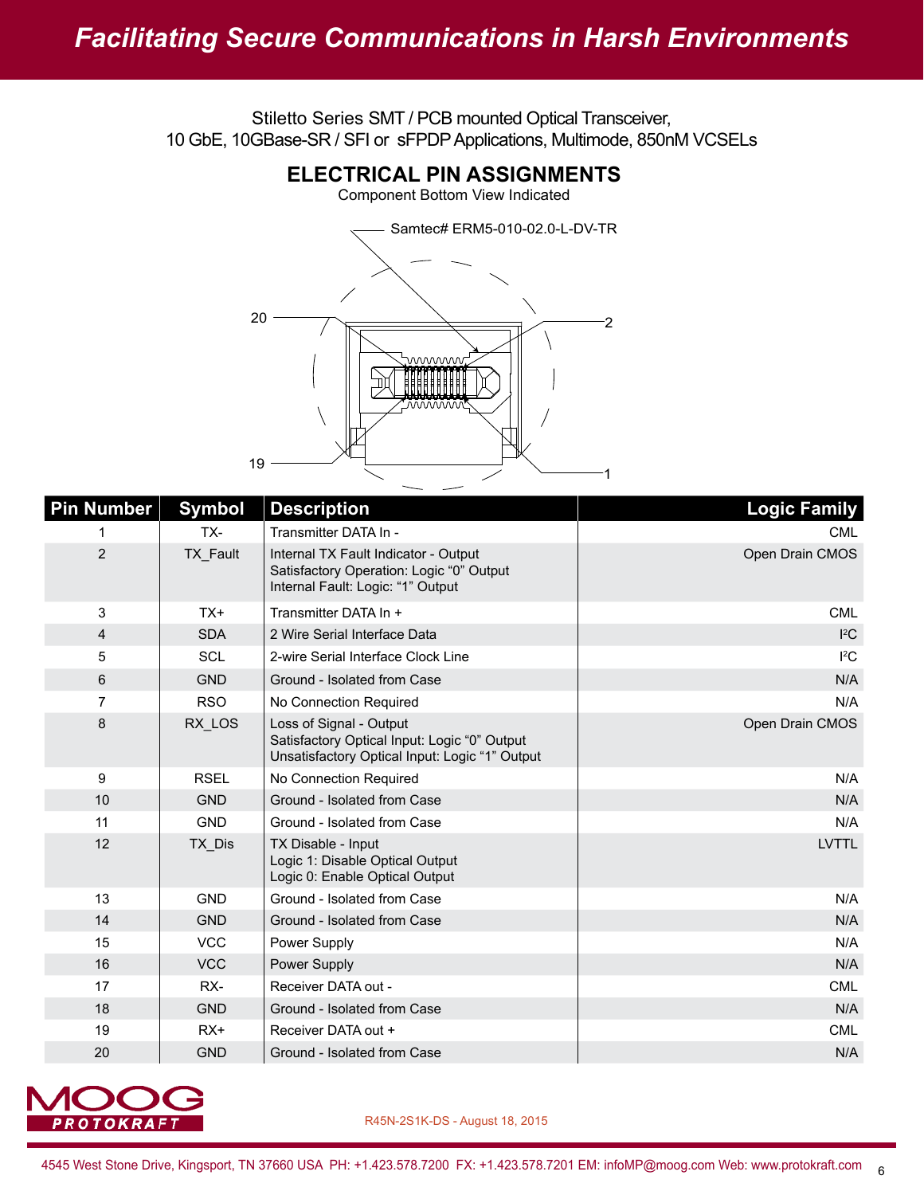Stiletto Series SMT / PCB mounted Optical Transceiver,
10 GbE, 10GBase-SR / SFI or sFPDP Applications, Multimode, 850nM VCSELs

## ELECTRICAL PIN ASSIGNMENTS

Component Bottom View Indicated

Samtec# ERM5-010-02.0-L-DV-TR

20 2

19 1

| Pin Number | Symbol | Description | Logic Family |
|---|---|---|---|
| 1 | TX- | Transmitter DATA In - | CML |
| 2 | TX_Fault | Internal TX Fault Indicator - Output<br>Satisfactory Operation: Logic “0” Output<br>Internal Fault: Logic: “1” Output | Open Drain CMOS |
| 3 | TX+ | Transmitter DATA In + | CML |
| 4 | SDA | 2 Wire Serial Interface Data | I²C |
| 5 | SCL | 2-wire Serial Interface Clock Line | I²C |
| 6 | GND | Ground - Isolated from Case | N/A |
| 7 | RSO | No Connection Required | N/A |
| 8 | RX_LOS | Loss of Signal - Output<br>Satisfactory Optical Input: Logic “0” Output<br>Unsatisfactory Optical Input: Logic “1” Output | Open Drain CMOS |
| 9 | RSEL | No Connection Required | N/A |
| 10 | GND | Ground - Isolated from Case | N/A |
| 11 | GND | Ground - Isolated from Case | N/A |
| 12 | TX_Dis | TX Disable - Input<br>Logic 1: Disable Optical Output<br>Logic 0: Enable Optical Output | LVTTL |
| 13 | GND | Ground - Isolated from Case | N/A |
| 14 | GND | Ground - Isolated from Case | N/A |
| 15 | VCC | Power Supply | N/A |
| 16 | VCC | Power Supply | N/A |
| 17 | RX- | Receiver DATA out - | CML |
| 18 | GND | Ground - Isolated from Case | N/A |
| 19 | RX+ | Receiver DATA out + | CML |
| 20 | GND | Ground - Isolated from Case | N/A |

R45N-2S1K-DS - August 18, 2015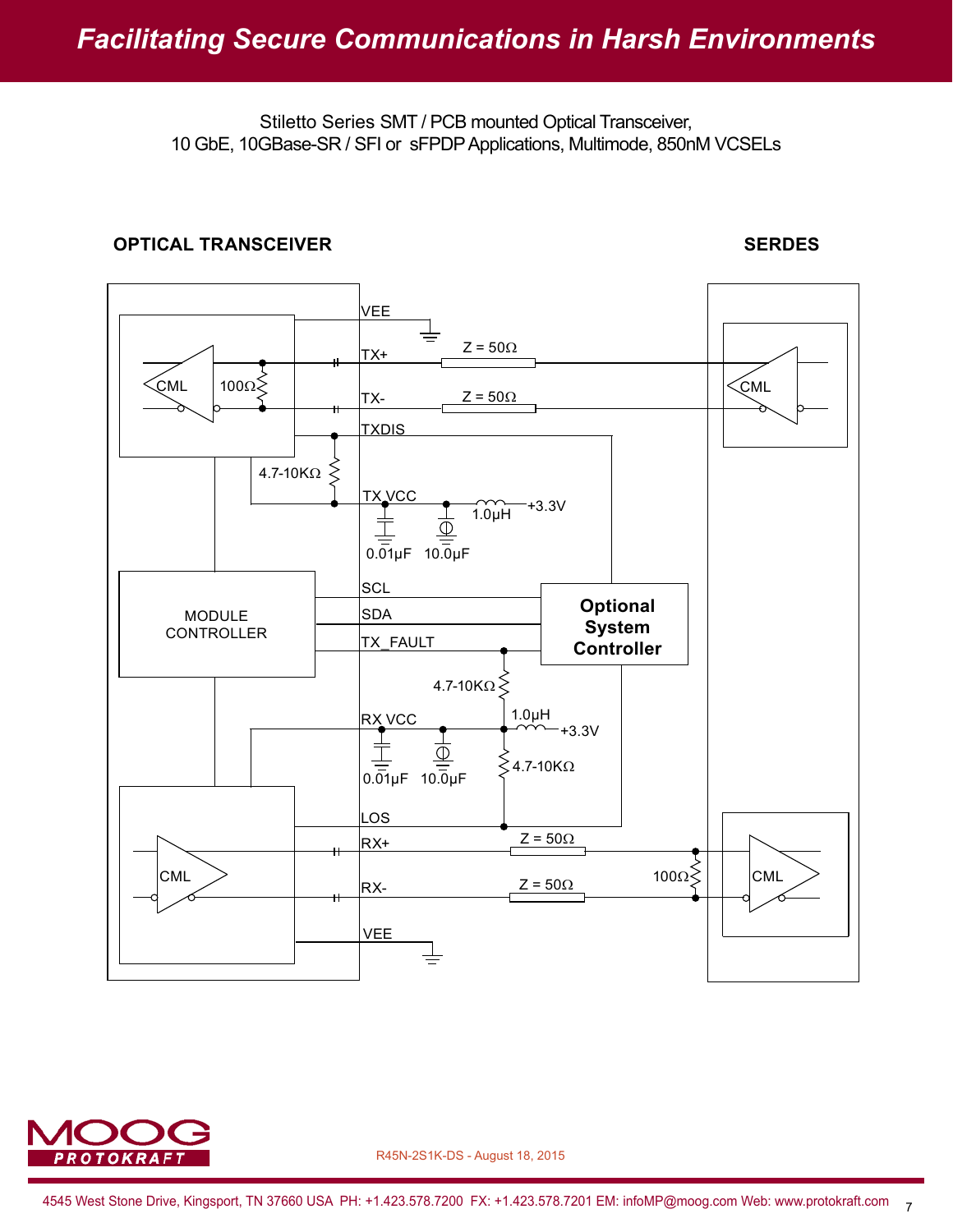Stiletto Series SMT / PCB mounted Optical Transceiver,
10 GbE, 10GBase-SR / SFI or sFPDP Applications, Multimode, 850nM VCSELs

OPTICAL TRANSCEIVER

SERDES

VEE

TX+

Z = 50Ω

CML

100Ω

TX-

Z = 50Ω

CML

TXDIS

4.7-10KΩ

TX VCC

1.0μH

+3.3V

0.01μF

10.0μF

SCL

MODULE CONTROLLER

SDA

Optional System Controller

TX_FAULT

4.7-10KΩ

RX VCC

1.0μH

+3.3V

0.01μF

10.0μF

4.7-10KΩ

LOS

RX+

Z = 50Ω

CML

100Ω

CML

RX-

Z = 50Ω

VEE

R45N-2S1K-DS - August 18, 2015